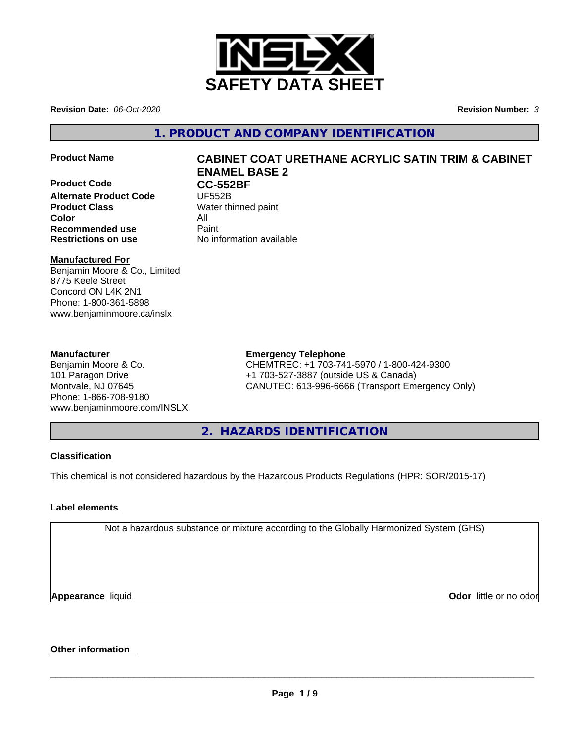# SAFETY DATA SHEET

**Revision Date:** *06-Oct-2020* **Revision Number:** *3*

## 1. PRODUCT AND COMPANY IDENTIFICATION

| | |
|---|---|
| **Product Name** | **CABINET COAT URETHANE ACRYLIC SATIN TRIM & CABINET ENAMEL BASE 2** |
| **Product Code** | **CC-552BF** |
| **Alternate Product Code** | UF552B |
| **Product Class** | Water thinned paint |
| **Color** | All |
| **Recommended use** | Paint |
| **Restrictions on use** | No information available |

**Manufactured For**
Benjamin Moore & Co., Limited
8775 Keele Street
Concord ON L4K 2N1
Phone: 1-800-361-5898
www.benjaminmoore.ca/inslx

**Manufacturer**
Benjamin Moore & Co.
101 Paragon Drive
Montvale, NJ 07645
Phone: 1-866-708-9180
www.benjaminmoore.com/INSLX

**Emergency Telephone**
CHEMTREC: +1 703-741-5970 / 1-800-424-9300
+1 703-527-3887 (outside US & Canada)
CANUTEC: 613-996-6666 (Transport Emergency Only)

## 2. HAZARDS IDENTIFICATION

**Classification**

This chemical is not considered hazardous by the Hazardous Products Regulations (HPR: SOR/2015-17)

**Label elements**

Not a hazardous substance or mixture according to the Globally Harmonized System (GHS)

**Appearance** liquid **Odor** little or no odor

**Other information**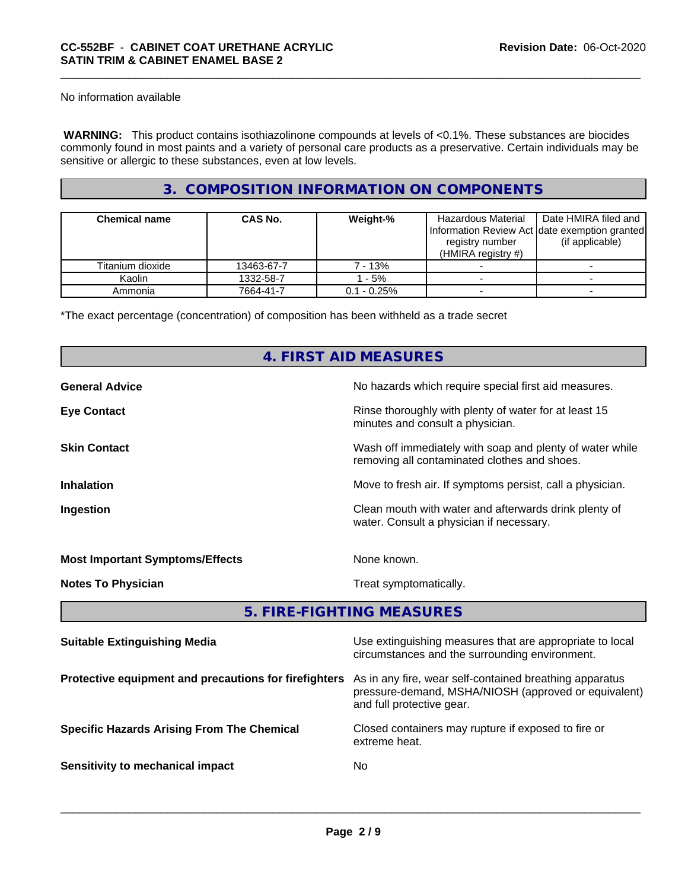No information available

**WARNING:** This product contains isothiazolinone compounds at levels of <0.1%. These substances are biocides commonly found in most paints and a variety of personal care products as a preservative. Certain individuals may be sensitive or allergic to these substances, even at low levels.

## 3. COMPOSITION INFORMATION ON COMPONENTS

| Chemical name | CAS No. | Weight-% | Hazardous Material Information Review Act registry number (HMIRA registry #) | Date HMIRA filed and date exemption granted (if applicable) |
|---|---|---|---|---|
| Titanium dioxide | 13463-67-7 | 7 - 13% | - | - |
| Kaolin | 1332-58-7 | 1 - 5% | - | - |
| Ammonia | 7664-41-7 | 0.1 - 0.25% | - | - |

*The exact percentage (concentration) of composition has been withheld as a trade secret

## 4. FIRST AID MEASURES

**General Advice**
No hazards which require special first aid measures.

**Eye Contact**
Rinse thoroughly with plenty of water for at least 15 minutes and consult a physician.

**Skin Contact**
Wash off immediately with soap and plenty of water while removing all contaminated clothes and shoes.

**Inhalation**
Move to fresh air. If symptoms persist, call a physician.

**Ingestion**
Clean mouth with water and afterwards drink plenty of water. Consult a physician if necessary.

**Most Important Symptoms/Effects**
None known.

**Notes To Physician**
Treat symptomatically.

## 5. FIRE-FIGHTING MEASURES

**Suitable Extinguishing Media**
Use extinguishing measures that are appropriate to local circumstances and the surrounding environment.

**Protective equipment and precautions for firefighters**
As in any fire, wear self-contained breathing apparatus pressure-demand, MSHA/NIOSH (approved or equivalent) and full protective gear.

**Specific Hazards Arising From The Chemical**
Closed containers may rupture if exposed to fire or extreme heat.

**Sensitivity to mechanical impact**
No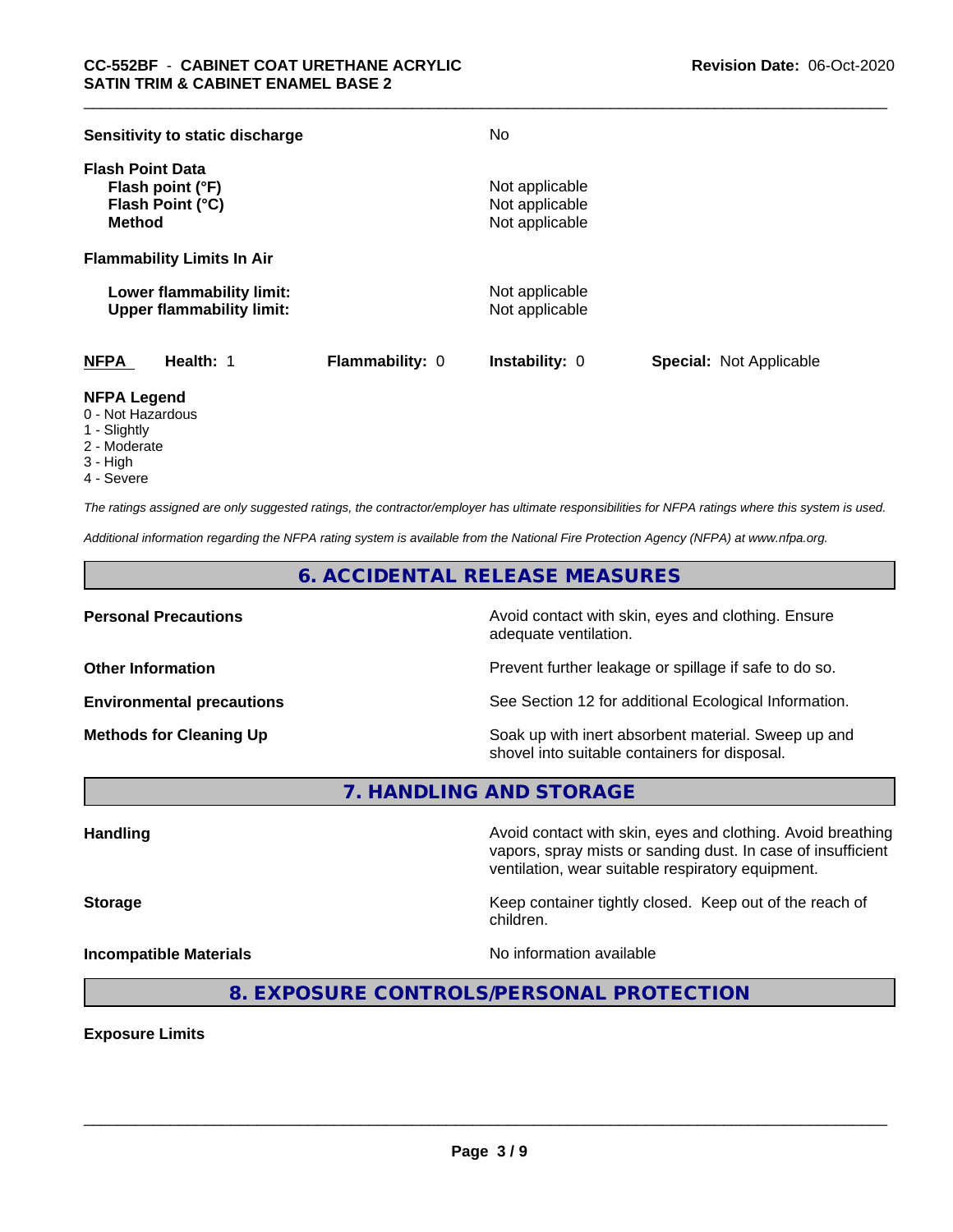| | |
|---|---|
| **Sensitivity to static discharge** | No |
| **Flash Point Data** | |
| **Flash point (°F)** | Not applicable |
| **Flash Point (°C)** | Not applicable |
| **Method** | Not applicable |
| **Flammability Limits In Air** | |
| **Lower flammability limit:** | Not applicable |
| **Upper flammability limit:** | Not applicable |

| NFPA | Health: 1 | Flammability: 0 | Instability: 0 | Special: Not Applicable |
|---|---|---|---|---|

**NFPA Legend**
- 0 - Not Hazardous
- 1 - Slightly
- 2 - Moderate
- 3 - High
- 4 - Severe

*The ratings assigned are only suggested ratings, the contractor/employer has ultimate responsibilities for NFPA ratings where this system is used.*

*Additional information regarding the NFPA rating system is available from the National Fire Protection Agency (NFPA) at www.nfpa.org.*

## 6. ACCIDENTAL RELEASE MEASURES

| | |
|---|---|
| **Personal Precautions** | Avoid contact with skin, eyes and clothing. Ensure adequate ventilation. |
| **Other Information** | Prevent further leakage or spillage if safe to do so. |
| **Environmental precautions** | See Section 12 for additional Ecological Information. |
| **Methods for Cleaning Up** | Soak up with inert absorbent material. Sweep up and shovel into suitable containers for disposal. |

## 7. HANDLING AND STORAGE

| | |
|---|---|
| **Handling** | Avoid contact with skin, eyes and clothing. Avoid breathing vapors, spray mists or sanding dust. In case of insufficient ventilation, wear suitable respiratory equipment. |
| **Storage** | Keep container tightly closed. Keep out of the reach of children. |
| **Incompatible Materials** | No information available |

## 8. EXPOSURE CONTROLS/PERSONAL PROTECTION

**Exposure Limits**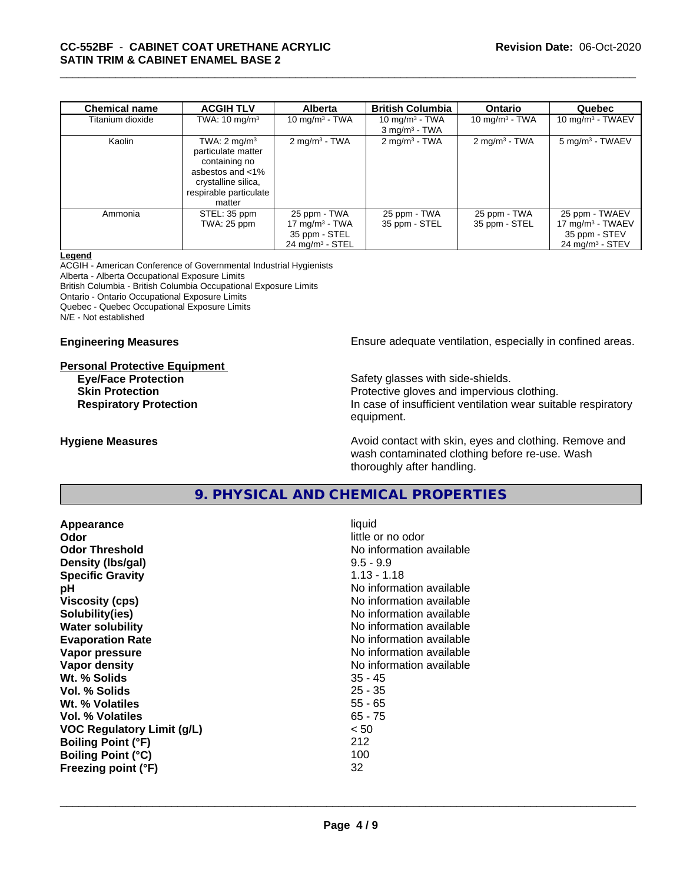| Chemical name | ACGIH TLV | Alberta | British Columbia | Ontario | Quebec |
|---|---|---|---|---|---|
| Titanium dioxide | TWA: 10 mg/m³ | 10 mg/m³ - TWA | 10 mg/m³ - TWA<br>3 mg/m³ - TWA | 10 mg/m³ - TWA | 10 mg/m³ - TWAEV |
| Kaolin | TWA: 2 mg/m³ particulate matter containing no asbestos and <1% crystalline silica, respirable particulate matter | 2 mg/m³ - TWA | 2 mg/m³ - TWA | 2 mg/m³ - TWA | 5 mg/m³ - TWAEV |
| Ammonia | STEL: 35 ppm<br>TWA: 25 ppm | 25 ppm - TWA<br>17 mg/m³ - TWA<br>35 ppm - STEL<br>24 mg/m³ - STEL | 25 ppm - TWA<br>35 ppm - STEL | 25 ppm - TWA<br>35 ppm - STEL | 25 ppm - TWAEV<br>17 mg/m³ - TWAEV<br>35 ppm - STEV<br>24 mg/m³ - STEV |

**Legend**

ACGIH - American Conference of Governmental Industrial Hygienists
Alberta - Alberta Occupational Exposure Limits
British Columbia - British Columbia Occupational Exposure Limits
Ontario - Ontario Occupational Exposure Limits
Quebec - Quebec Occupational Exposure Limits
N/E - Not established

**Engineering Measures** Ensure adequate ventilation, especially in confined areas.

**Personal Protective Equipment**

**Eye/Face Protection** Safety glasses with side-shields.

**Skin Protection** Protective gloves and impervious clothing.

**Respiratory Protection** In case of insufficient ventilation wear suitable respiratory equipment.

**Hygiene Measures** Avoid contact with skin, eyes and clothing. Remove and wash contaminated clothing before re-use. Wash thoroughly after handling.

## 9. PHYSICAL AND CHEMICAL PROPERTIES

| | |
|---|---|
| **Appearance** | liquid |
| **Odor** | little or no odor |
| **Odor Threshold** | No information available |
| **Density (lbs/gal)** | 9.5 - 9.9 |
| **Specific Gravity** | 1.13 - 1.18 |
| **pH** | No information available |
| **Viscosity (cps)** | No information available |
| **Solubility(ies)** | No information available |
| **Water solubility** | No information available |
| **Evaporation Rate** | No information available |
| **Vapor pressure** | No information available |
| **Vapor density** | No information available |
| **Wt. % Solids** | 35 - 45 |
| **Vol. % Solids** | 25 - 35 |
| **Wt. % Volatiles** | 55 - 65 |
| **Vol. % Volatiles** | 65 - 75 |
| **VOC Regulatory Limit (g/L)** | < 50 |
| **Boiling Point (°F)** | 212 |
| **Boiling Point (°C)** | 100 |
| **Freezing point (°F)** | 32 |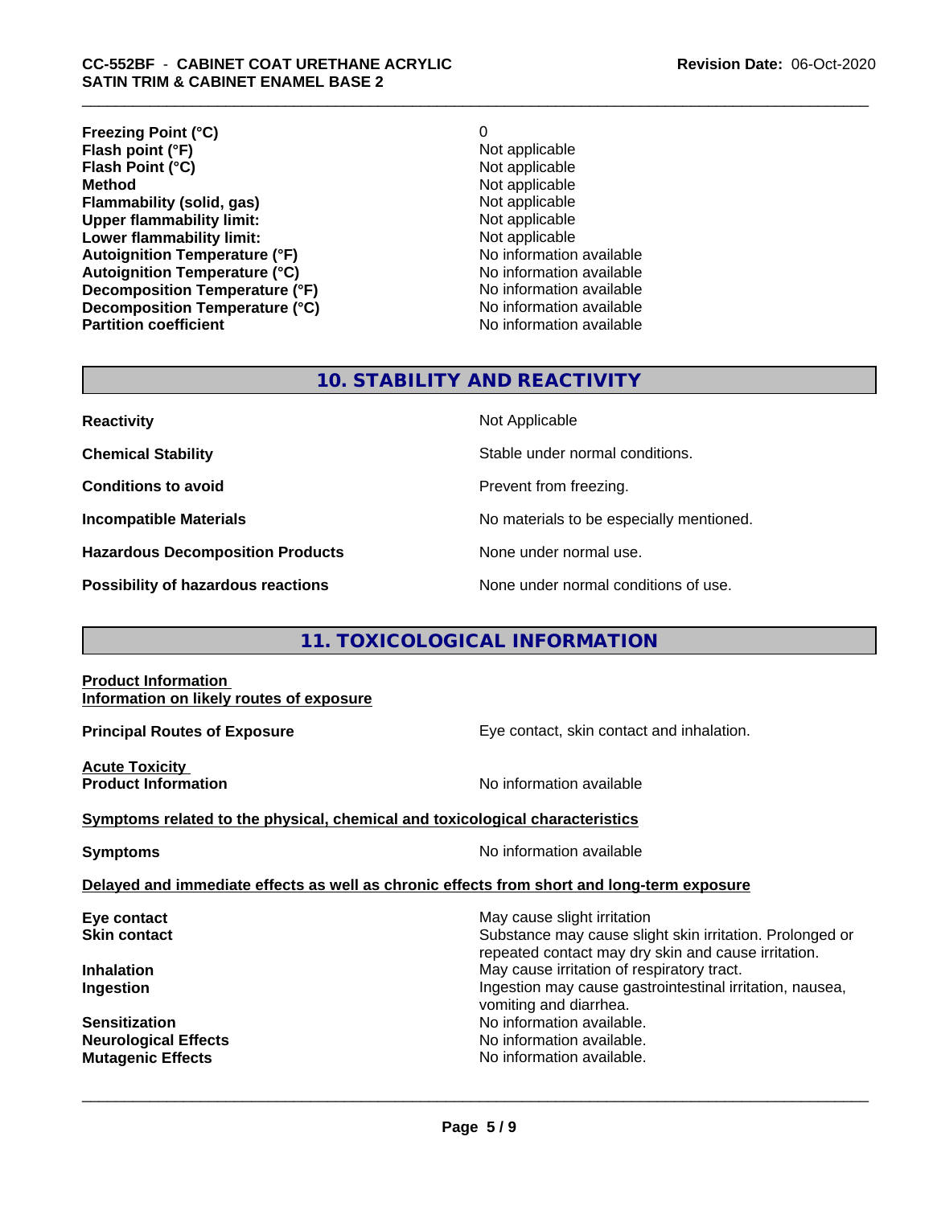| | |
|---|---|
| **Freezing Point (°C)** | 0 |
| **Flash point (°F)** | Not applicable |
| **Flash Point (°C)** | Not applicable |
| **Method** | Not applicable |
| **Flammability (solid, gas)** | Not applicable |
| **Upper flammability limit:** | Not applicable |
| **Lower flammability limit:** | Not applicable |
| **Autoignition Temperature (°F)** | No information available |
| **Autoignition Temperature (°C)** | No information available |
| **Decomposition Temperature (°F)** | No information available |
| **Decomposition Temperature (°C)** | No information available |
| **Partition coefficient** | No information available |

## 10. STABILITY AND REACTIVITY

| | |
|---|---|
| **Reactivity** | Not Applicable |
| **Chemical Stability** | Stable under normal conditions. |
| **Conditions to avoid** | Prevent from freezing. |
| **Incompatible Materials** | No materials to be especially mentioned. |
| **Hazardous Decomposition Products** | None under normal use. |
| **Possibility of hazardous reactions** | None under normal conditions of use. |

## 11. TOXICOLOGICAL INFORMATION

**Product Information**
**Information on likely routes of exposure**

**Principal Routes of Exposure** — Eye contact, skin contact and inhalation.

**Acute Toxicity**
**Product Information** — No information available

**Symptoms related to the physical, chemical and toxicological characteristics**

**Symptoms** — No information available

**Delayed and immediate effects as well as chronic effects from short and long-term exposure**

| | |
|---|---|
| **Eye contact** | May cause slight irritation |
| **Skin contact** | Substance may cause slight skin irritation. Prolonged or repeated contact may dry skin and cause irritation. |
| **Inhalation** | May cause irritation of respiratory tract. |
| **Ingestion** | Ingestion may cause gastrointestinal irritation, nausea, vomiting and diarrhea. |
| **Sensitization** | No information available. |
| **Neurological Effects** | No information available. |
| **Mutagenic Effects** | No information available. |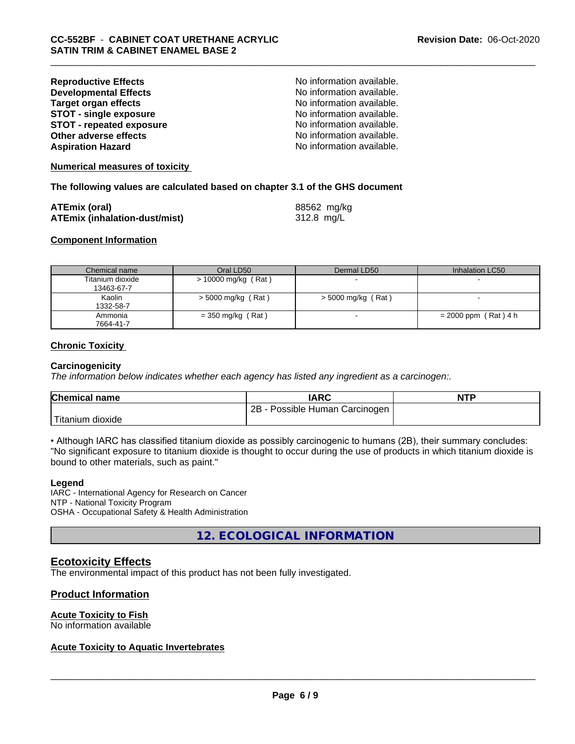| | |
|---|---|
| **Reproductive Effects** | No information available. |
| **Developmental Effects** | No information available. |
| **Target organ effects** | No information available. |
| **STOT - single exposure** | No information available. |
| **STOT - repeated exposure** | No information available. |
| **Other adverse effects** | No information available. |
| **Aspiration Hazard** | No information available. |

**Numerical measures of toxicity**

**The following values are calculated based on chapter 3.1 of the GHS document**

| | |
|---|---|
| **ATEmix (oral)** | 88562 mg/kg |
| **ATEmix (inhalation-dust/mist)** | 312.8 mg/L |

**Component Information**

| Chemical name | Oral LD50 | Dermal LD50 | Inhalation LC50 |
|---|---|---|---|
| Titanium dioxide<br>13463-67-7 | > 10000 mg/kg ( Rat ) | - | - |
| Kaolin<br>1332-58-7 | > 5000 mg/kg ( Rat ) | > 5000 mg/kg ( Rat ) | - |
| Ammonia<br>7664-41-7 | = 350 mg/kg ( Rat ) | - | = 2000 ppm ( Rat ) 4 h |

**Chronic Toxicity**

**Carcinogenicity**

*The information below indicates whether each agency has listed any ingredient as a carcinogen:.*

| Chemical name | IARC | NTP |
|---|---|---|
| Titanium dioxide | 2B - Possible Human Carcinogen | |

• Although IARC has classified titanium dioxide as possibly carcinogenic to humans (2B), their summary concludes: "No significant exposure to titanium dioxide is thought to occur during the use of products in which titanium dioxide is bound to other materials, such as paint."

**Legend**

IARC - International Agency for Research on Cancer
NTP - National Toxicity Program
OSHA - Occupational Safety & Health Administration

## 12. ECOLOGICAL INFORMATION

### Ecotoxicity Effects

The environmental impact of this product has not been fully investigated.

### Product Information

**Acute Toxicity to Fish**

No information available

**Acute Toxicity to Aquatic Invertebrates**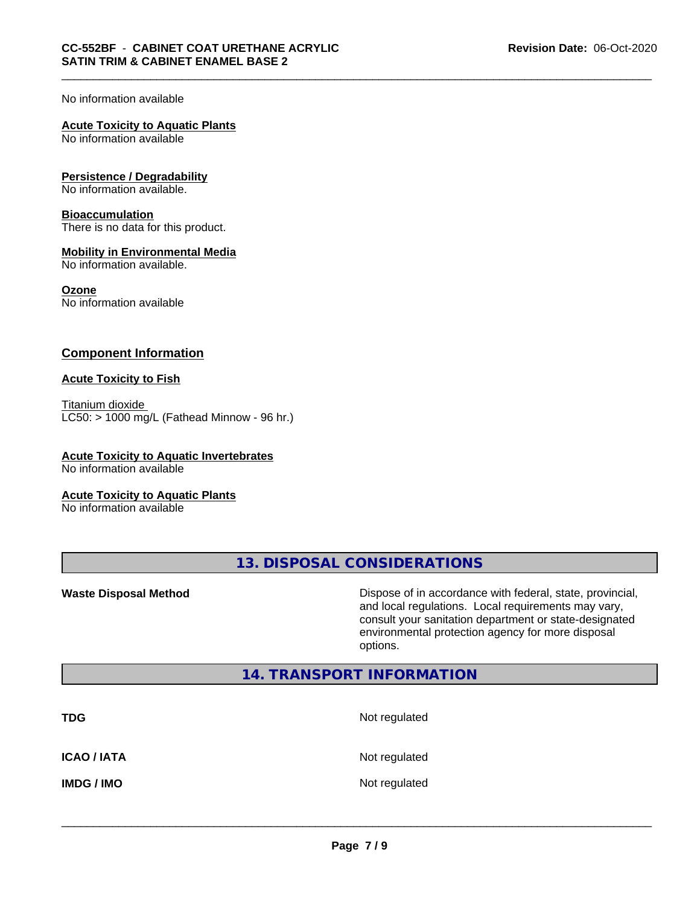No information available

**Acute Toxicity to Aquatic Plants**
No information available

**Persistence / Degradability**
No information available.

**Bioaccumulation**
There is no data for this product.

**Mobility in Environmental Media**
No information available.

**Ozone**
No information available

## Component Information

**Acute Toxicity to Fish**

Titanium dioxide
LC50: > 1000 mg/L (Fathead Minnow - 96 hr.)

**Acute Toxicity to Aquatic Invertebrates**
No information available

**Acute Toxicity to Aquatic Plants**
No information available

## 13. DISPOSAL CONSIDERATIONS

**Waste Disposal Method** Dispose of in accordance with federal, state, provincial, and local regulations. Local requirements may vary, consult your sanitation department or state-designated environmental protection agency for more disposal options.

## 14. TRANSPORT INFORMATION

| | |
|---|---|
| **TDG** | Not regulated |
| **ICAO / IATA** | Not regulated |
| **IMDG / IMO** | Not regulated |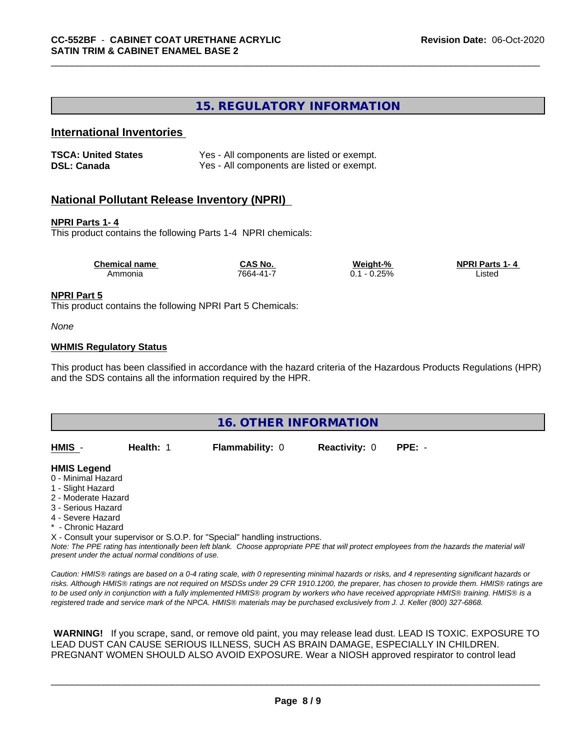## 15. REGULATORY INFORMATION

### International Inventories

| | |
|---|---|
| **TSCA: United States** | Yes - All components are listed or exempt. |
| **DSL: Canada** | Yes - All components are listed or exempt. |

### National Pollutant Release Inventory (NPRI)

**NPRI Parts 1- 4**

This product contains the following Parts 1-4 NPRI chemicals:

| Chemical name | CAS No. | Weight-% | NPRI Parts 1- 4 |
|---|---|---|---|
| Ammonia | 7664-41-7 | 0.1 - 0.25% | Listed |

**NPRI Part 5**

This product contains the following NPRI Part 5 Chemicals:

*None*

**WHMIS Regulatory Status**

This product has been classified in accordance with the hazard criteria of the Hazardous Products Regulations (HPR) and the SDS contains all the information required by the HPR.

## 16. OTHER INFORMATION

| HMIS - | Health: 1 | Flammability: 0 | Reactivity: 0 | PPE: - |
|---|---|---|---|---|

**HMIS Legend**

0 - Minimal Hazard
1 - Slight Hazard
2 - Moderate Hazard
3 - Serious Hazard
4 - Severe Hazard
* - Chronic Hazard
X - Consult your supervisor or S.O.P. for "Special" handling instructions.

*Note: The PPE rating has intentionally been left blank. Choose appropriate PPE that will protect employees from the hazards the material will present under the actual normal conditions of use.*

*Caution: HMIS® ratings are based on a 0-4 rating scale, with 0 representing minimal hazards or risks, and 4 representing significant hazards or risks. Although HMIS® ratings are not required on MSDSs under 29 CFR 1910.1200, the preparer, has chosen to provide them. HMIS® ratings are to be used only in conjunction with a fully implemented HMIS® program by workers who have received appropriate HMIS® training. HMIS® is a registered trade and service mark of the NPCA. HMIS® materials may be purchased exclusively from J. J. Keller (800) 327-6868.*

**WARNING!** If you scrape, sand, or remove old paint, you may release lead dust. LEAD IS TOXIC. EXPOSURE TO LEAD DUST CAN CAUSE SERIOUS ILLNESS, SUCH AS BRAIN DAMAGE, ESPECIALLY IN CHILDREN. PREGNANT WOMEN SHOULD ALSO AVOID EXPOSURE. Wear a NIOSH approved respirator to control lead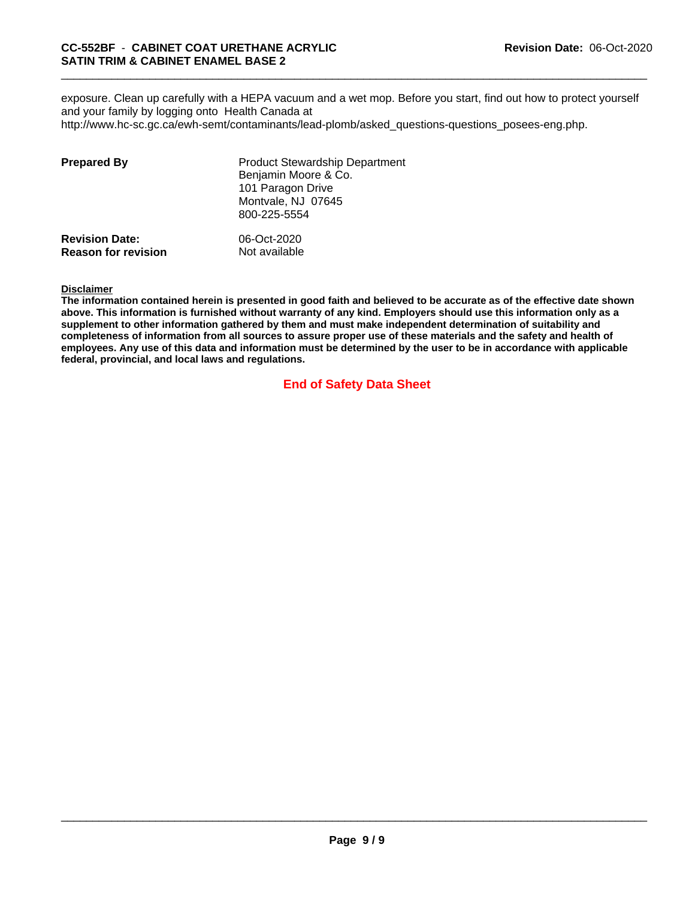exposure. Clean up carefully with a HEPA vacuum and a wet mop. Before you start, find out how to protect yourself and your family by logging onto Health Canada at http://www.hc-sc.gc.ca/ewh-semt/contaminants/lead-plomb/asked_questions-questions_posees-eng.php.

| | |
|---|---|
| **Prepared By** | Product Stewardship Department<br>Benjamin Moore & Co.<br>101 Paragon Drive<br>Montvale, NJ 07645<br>800-225-5554 |
| **Revision Date:** | 06-Oct-2020 |
| **Reason for revision** | Not available |

**Disclaimer**

**The information contained herein is presented in good faith and believed to be accurate as of the effective date shown above. This information is furnished without warranty of any kind. Employers should use this information only as a supplement to other information gathered by them and must make independent determination of suitability and completeness of information from all sources to assure proper use of these materials and the safety and health of employees. Any use of this data and information must be determined by the user to be in accordance with applicable federal, provincial, and local laws and regulations.**

**End of Safety Data Sheet**